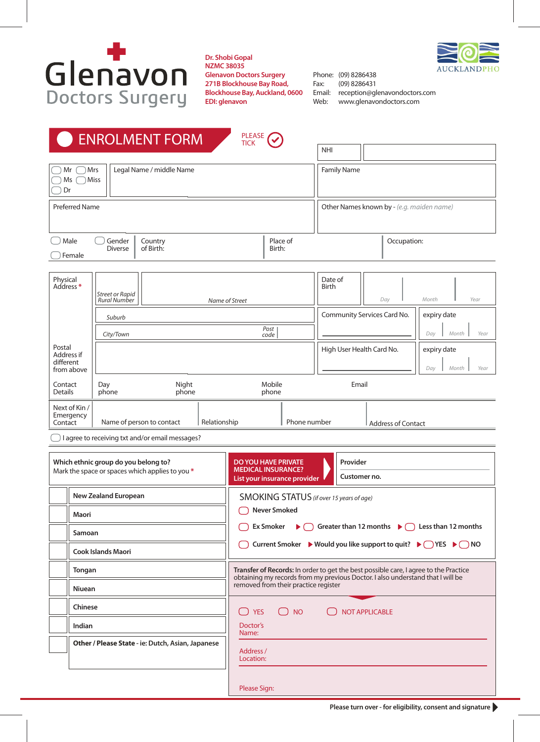# Glenavon Doctors Surgery

**Dr. Shobi Gopal**
**NZMC 38035**
**Glenavon Doctors Surgery**
**271B Blockhouse Bay Road,**
**Blockhouse Bay, Auckland, 0600**
**EDI: glenavon**

Phone: (09) 8286438
Fax: (09) 8286431
Email: reception@glenavondoctors.com
Web: www.glenavondoctors.com

AUCKLANDPHO

## ENROLMENT FORM

PLEASE TICK ✓

| NHI | |
|---|---|

| ◯ Mr ◯ Mrs ◯ Ms ◯ Miss ◯ Dr | Legal Name / middle Name | Family Name |
|---|---|---|
| | Preferred Name | Other Names known by - *(e.g. maiden name)* |

| ◯ Male ◯ Female | ◯ Gender Diverse | Country of Birth: | Place of Birth: | Occupation: |
|---|---|---|---|---|

| Physical Address * | *Street or Rapid Rural Number* | *Name of Street* | Date of Birth | *Day* / *Month* / *Year* |
|---|---|---|---|---|
| | *Suburb* | | Community Services Card No. | expiry date *Day* / *Month* / *Year* |
| | *City/Town* | *Post code* | | |
| Postal Address if different from above | | | High User Health Card No. | expiry date *Day* / *Month* / *Year* |
| Contact Details | Day phone | Night phone | Mobile phone | Email |
| Next of Kin / Emergency Contact | Name of person to contact | Relationship | Phone number | Address of Contact |

◯ I agree to receiving txt and/or email messages?

**Which ethnic group do you belong to?**
Mark the space or spaces which applies to you *

| | Ethnic group |
|---|---|
| ☐ | **New Zealand European** |
| ☐ | **Maori** |
| ☐ | **Samoan** |
| ☐ | **Cook Islands Maori** |
| ☐ | **Tongan** |
| ☐ | **Niuean** |
| ☐ | **Chinese** |
| ☐ | **Indian** |
| ☐ | **Other / Please State** - ie: Dutch, Asian, Japanese |

**DO YOU HAVE PRIVATE MEDICAL INSURANCE?**
**List your insurance provider**

**Provider**

**Customer no.**

### SMOKING STATUS *(if over 15 years of age)*

◯ **Never Smoked**

◯ **Ex Smoker** ▶ ◯ **Greater than 12 months** ▶ ◯ **Less than 12 months**

◯ **Current Smoker** ▶ **Would you like support to quit?** ▶ ◯ **YES** ▶ ◯ **NO**

**Transfer of Records:** In order to get the best possible care, I agree to the Practice obtaining my records from my previous Doctor. I also understand that I will be removed from their practice register

◯ YES ◯ NO ◯ NOT APPLICABLE

Doctor's Name:

Address / Location:

Please Sign:

**Please turn over - for eligibility, consent and signature ▶**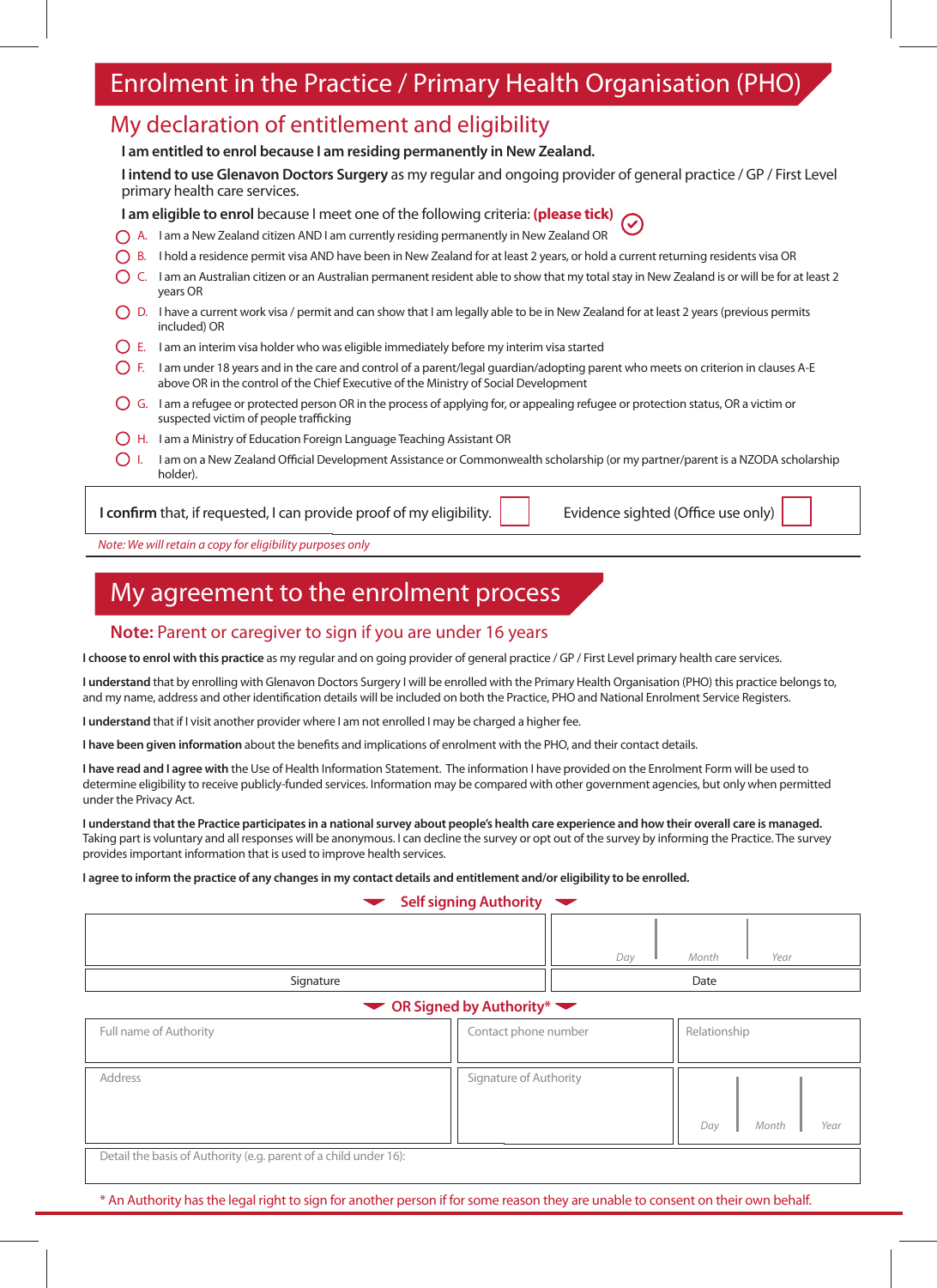# Enrolment in the Practice / Primary Health Organisation (PHO)

## My declaration of entitlement and eligibility

**I am entitled to enrol because I am residing permanently in New Zealand.**

**I intend to use Glenavon Doctors Surgery** as my regular and ongoing provider of general practice / GP / First Level primary health care services.

**I am eligible to enrol** because I meet one of the following criteria: **(please tick)**

- ◯ A. I am a New Zealand citizen AND I am currently residing permanently in New Zealand OR
- ◯ B. I hold a residence permit visa AND have been in New Zealand for at least 2 years, or hold a current returning residents visa OR
- ◯ C. I am an Australian citizen or an Australian permanent resident able to show that my total stay in New Zealand is or will be for at least 2 years OR
- ◯ D. I have a current work visa / permit and can show that I am legally able to be in New Zealand for at least 2 years (previous permits included) OR
- ◯ E. I am an interim visa holder who was eligible immediately before my interim visa started
- ◯ F. I am under 18 years and in the care and control of a parent/legal guardian/adopting parent who meets on criterion in clauses A-E above OR in the control of the Chief Executive of the Ministry of Social Development
- ◯ G. I am a refugee or protected person OR in the process of applying for, or appealing refugee or protection status, OR a victim or suspected victim of people trafficking
- ◯ H. I am a Ministry of Education Foreign Language Teaching Assistant OR
- ◯ I. I am on a New Zealand Official Development Assistance or Commonwealth scholarship (or my partner/parent is a NZODA scholarship holder).

| | |
|---|---|
| **I confirm** that, if requested, I can provide proof of my eligibility. ☐ | Evidence sighted (Office use only) ☐ |

*Note: We will retain a copy for eligibility purposes only*

# My agreement to the enrolment process

## **Note:** Parent or caregiver to sign if you are under 16 years

**I choose to enrol with this practice** as my regular and on going provider of general practice / GP / First Level primary health care services.

**I understand** that by enrolling with Glenavon Doctors Surgery I will be enrolled with the Primary Health Organisation (PHO) this practice belongs to, and my name, address and other identification details will be included on both the Practice, PHO and National Enrolment Service Registers.

**I understand** that if I visit another provider where I am not enrolled I may be charged a higher fee.

**I have been given information** about the benefits and implications of enrolment with the PHO, and their contact details.

**I have read and I agree with** the Use of Health Information Statement. The information I have provided on the Enrolment Form will be used to determine eligibility to receive publicly-funded services. Information may be compared with other government agencies, but only when permitted under the Privacy Act.

**I understand that the Practice participates in a national survey about people's health care experience and how their overall care is managed.** Taking part is voluntary and all responses will be anonymous. I can decline the survey or opt out of the survey by informing the Practice. The survey provides important information that is used to improve health services.

**I agree to inform the practice of any changes in my contact details and entitlement and/or eligibility to be enrolled.**

### Self signing Authority

| | |
|---|---|
| | Day / Month / Year |
| Signature | Date |

### OR Signed by Authority*

| | | |
|---|---|---|
| Full name of Authority | Contact phone number | Relationship |
| Address | Signature of Authority | Day / Month / Year |
| Detail the basis of Authority (e.g. parent of a child under 16): | | |

\* An Authority has the legal right to sign for another person if for some reason they are unable to consent on their own behalf.